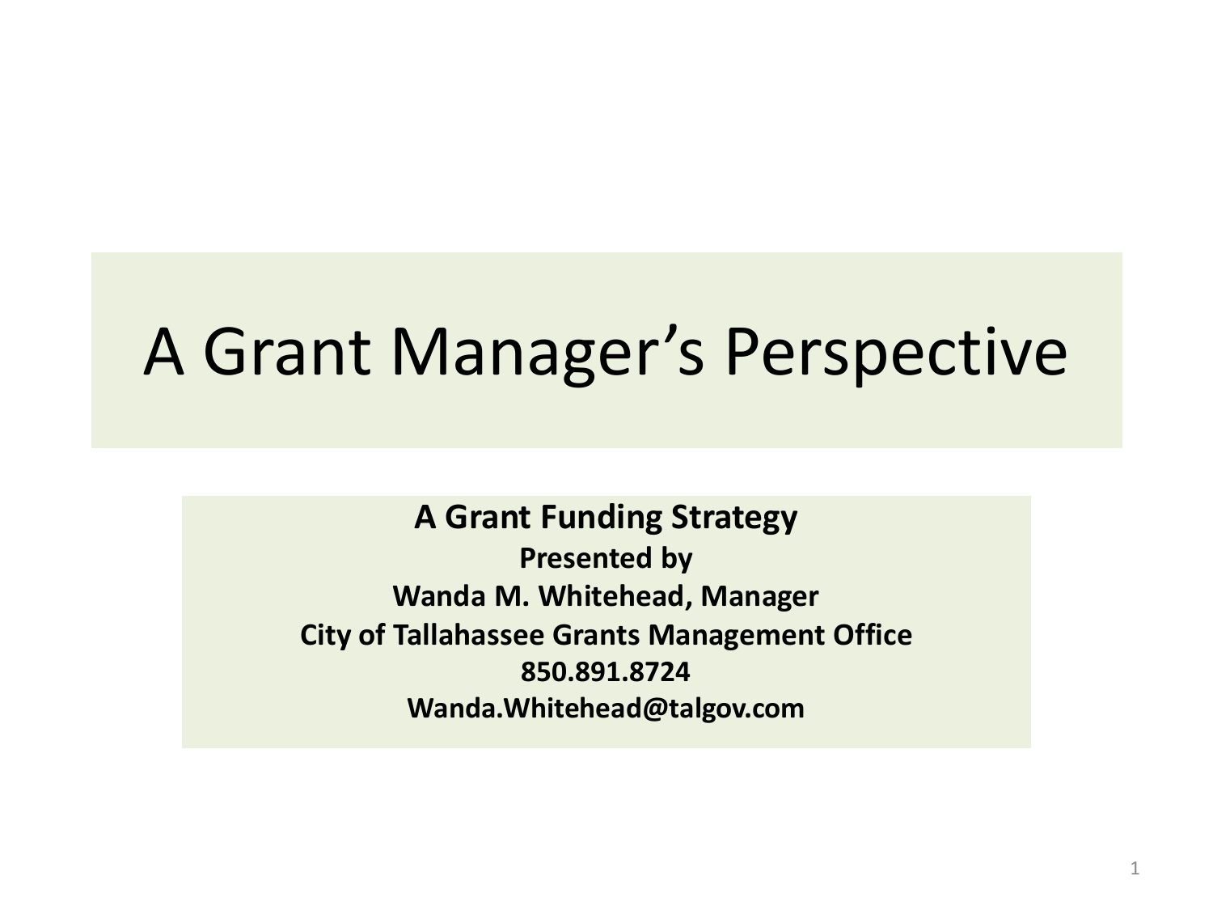# A Grant Manager's Perspective

**A Grant Funding Strategy**

**Presented by**

**Wanda M. Whitehead, Manager**

**City of Tallahassee Grants Management Office**

**850.891.8724**

**Wanda.Whitehead@talgov.com**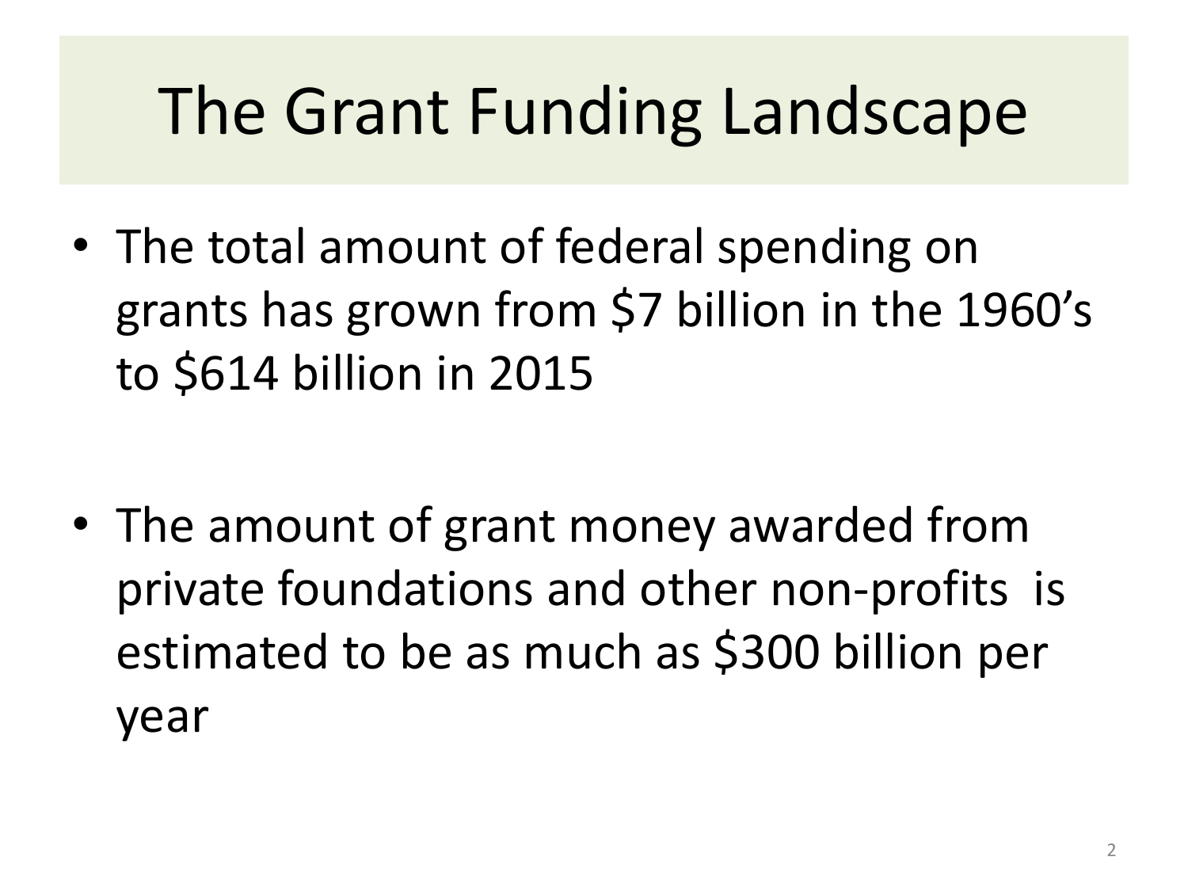# The Grant Funding Landscape

- The total amount of federal spending on grants has grown from $7 billion in the 1960's to $614 billion in 2015

- The amount of grant money awarded from private foundations and other non-profits is estimated to be as much as $300 billion per year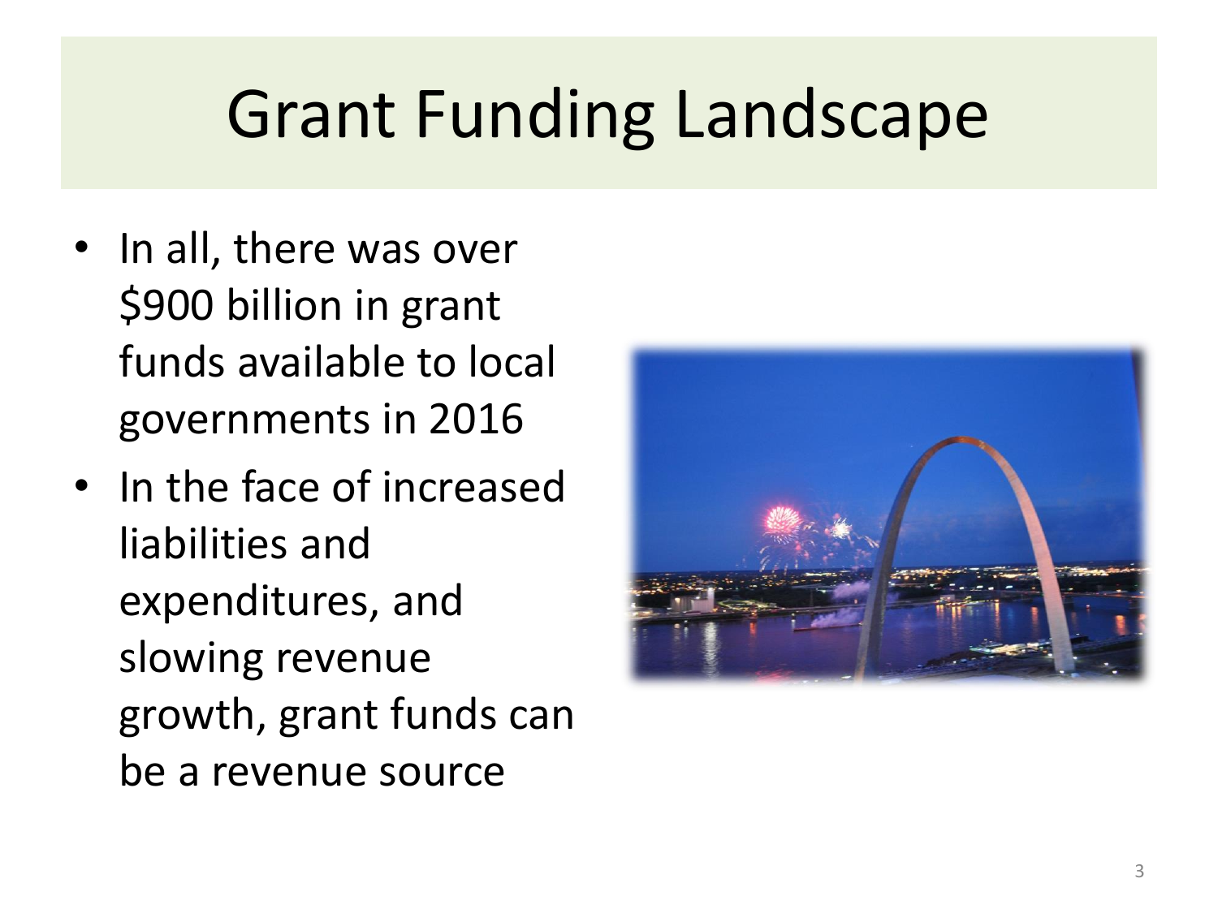# Grant Funding Landscape

- In all, there was over $900 billion in grant funds available to local governments in 2016
- In the face of increased liabilities and expenditures, and slowing revenue growth, grant funds can be a revenue source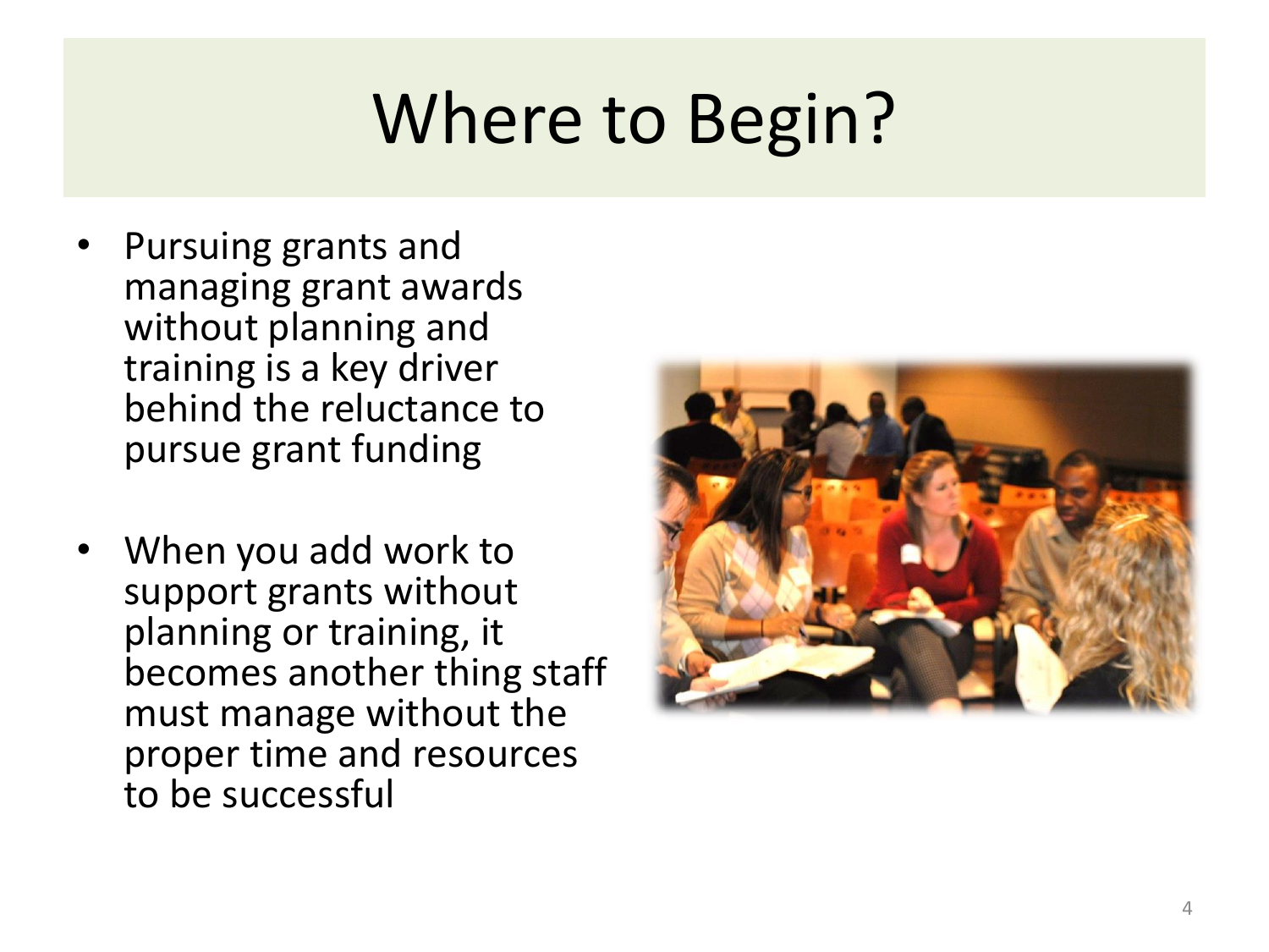# Where to Begin?

- Pursuing grants and managing grant awards without planning and training is a key driver behind the reluctance to pursue grant funding

- When you add work to support grants without planning or training, it becomes another thing staff must manage without the proper time and resources to be successful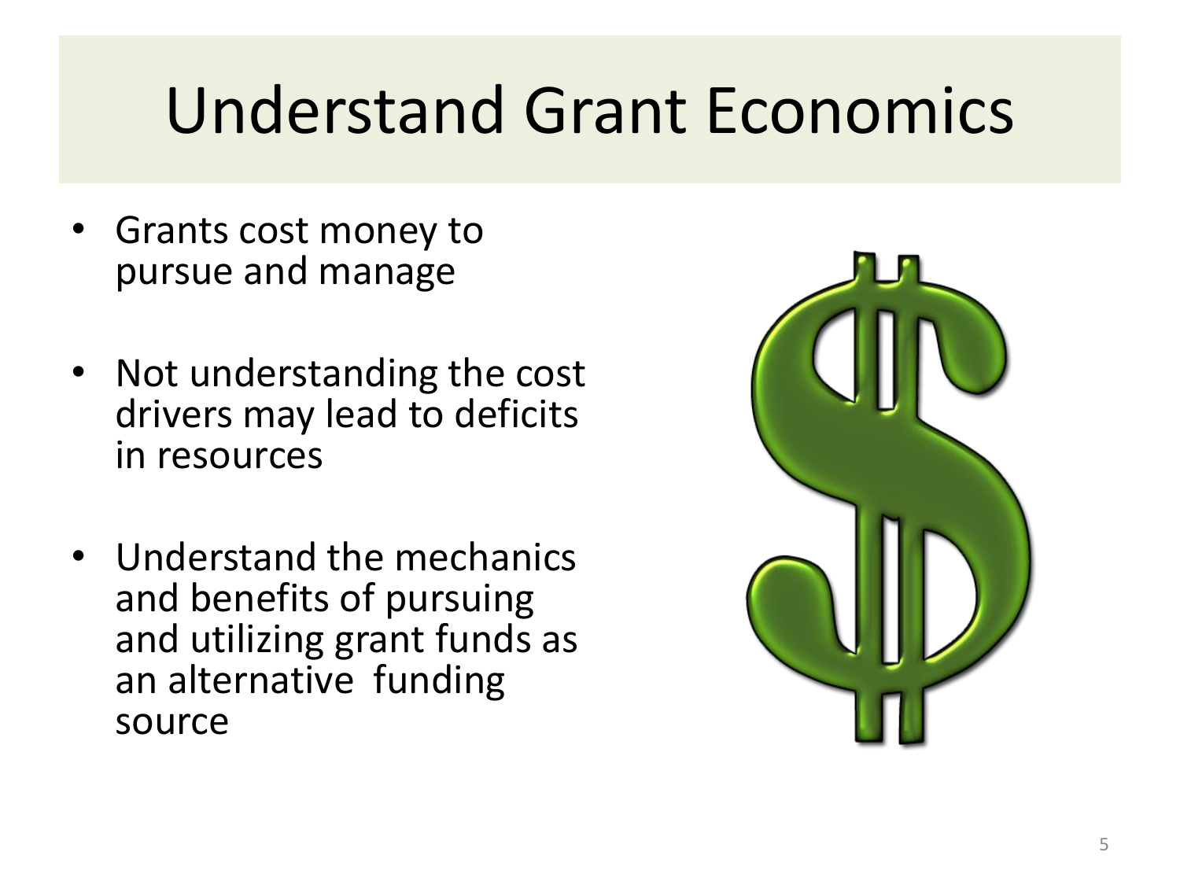# Understand Grant Economics

- Grants cost money to pursue and manage
- Not understanding the cost drivers may lead to deficits in resources
- Understand the mechanics and benefits of pursuing and utilizing grant funds as an alternative funding source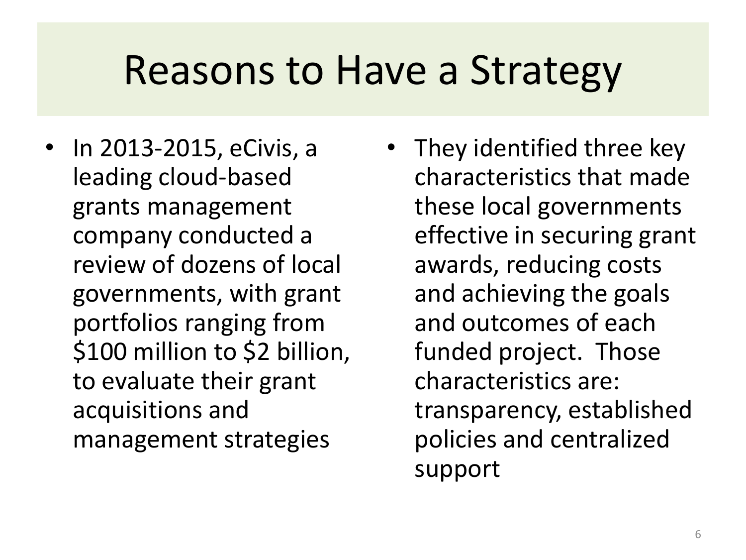# Reasons to Have a Strategy

- In 2013-2015, eCivis, a leading cloud-based grants management company conducted a review of dozens of local governments, with grant portfolios ranging from $100 million to $2 billion, to evaluate their grant acquisitions and management strategies
- They identified three key characteristics that made these local governments effective in securing grant awards, reducing costs and achieving the goals and outcomes of each funded project. Those characteristics are: transparency, established policies and centralized support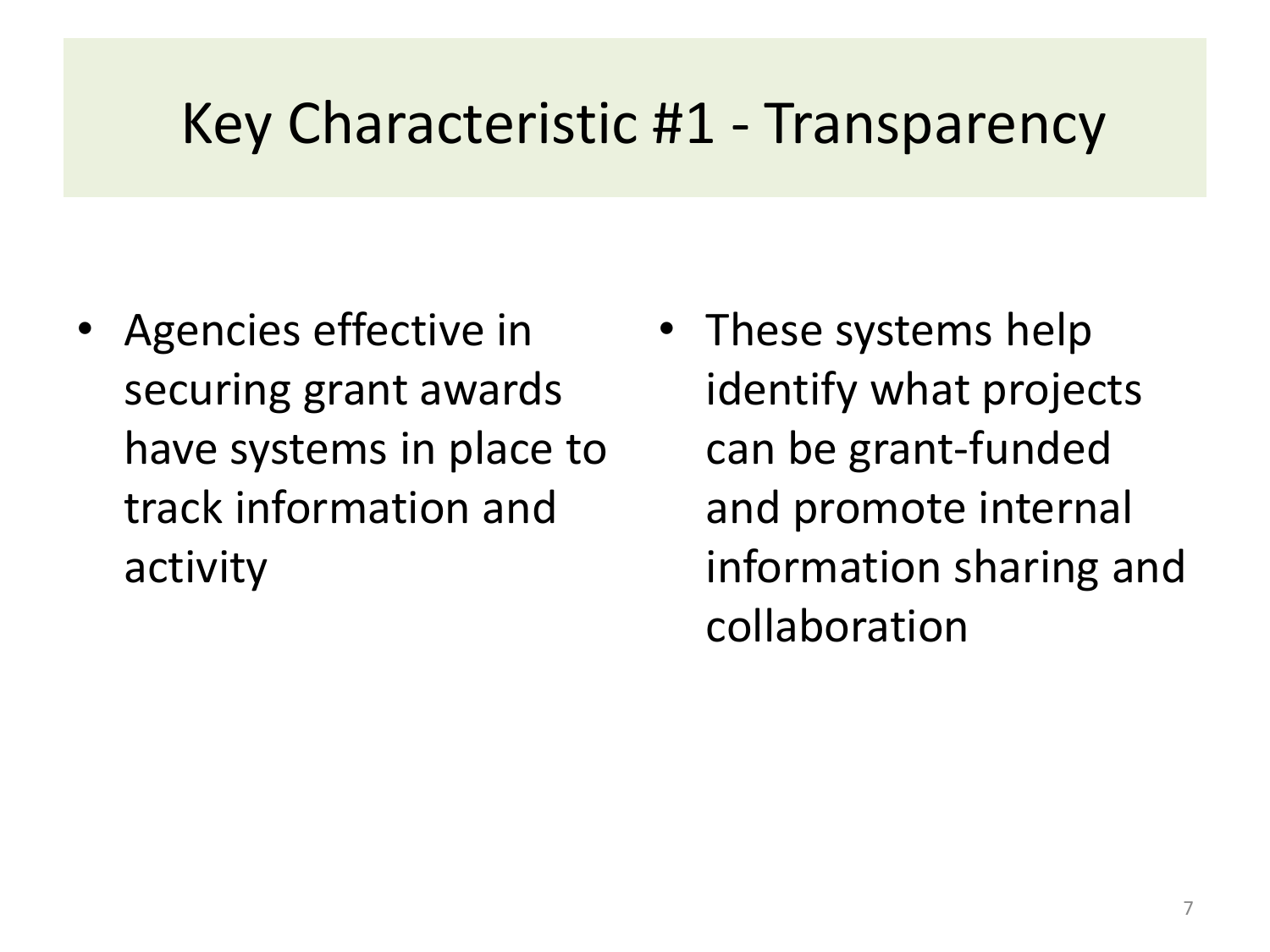# Key Characteristic #1 - Transparency

- Agencies effective in securing grant awards have systems in place to track information and activity
- These systems help identify what projects can be grant-funded and promote internal information sharing and collaboration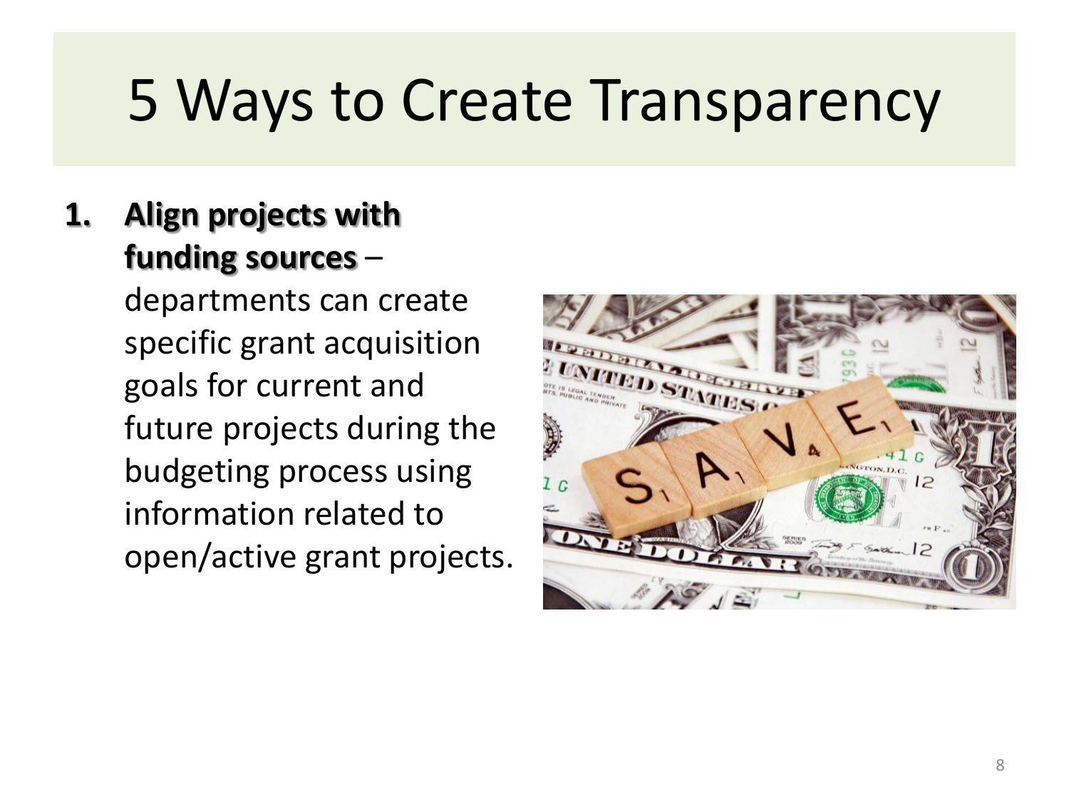# 5 Ways to Create Transparency

1. **Align projects with funding sources** – departments can create specific grant acquisition goals for current and future projects during the budgeting process using information related to open/active grant projects.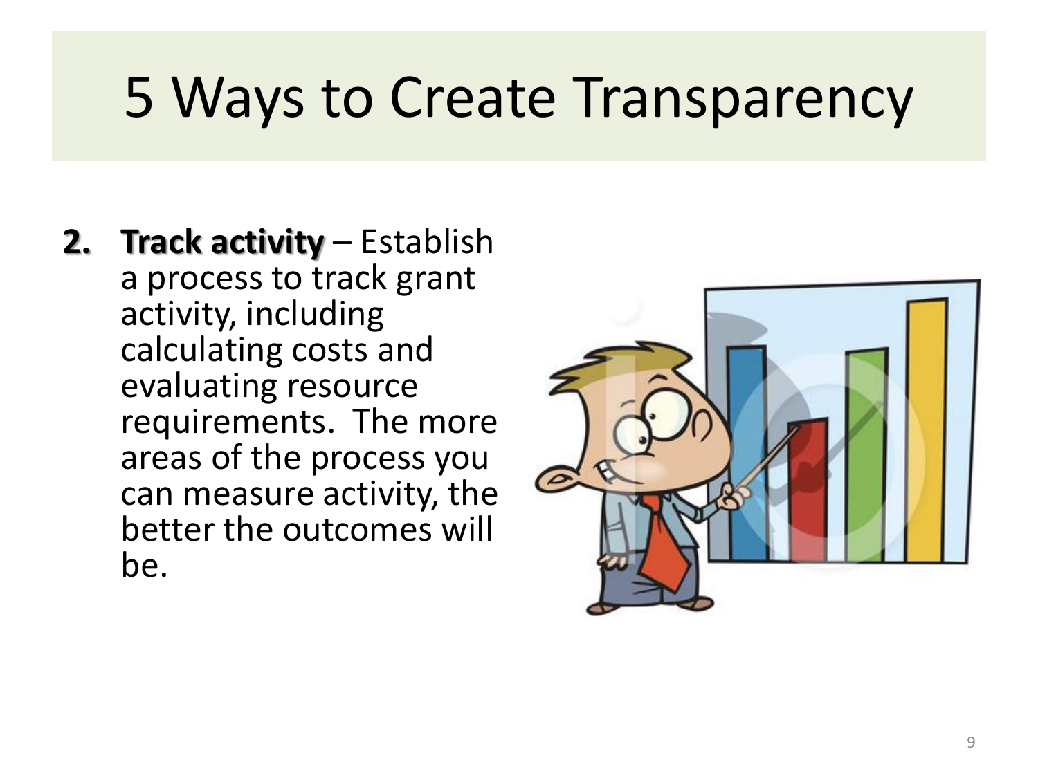# 5 Ways to Create Transparency

2. **Track activity** – Establish a process to track grant activity, including calculating costs and evaluating resource requirements. The more areas of the process you can measure activity, the better the outcomes will be.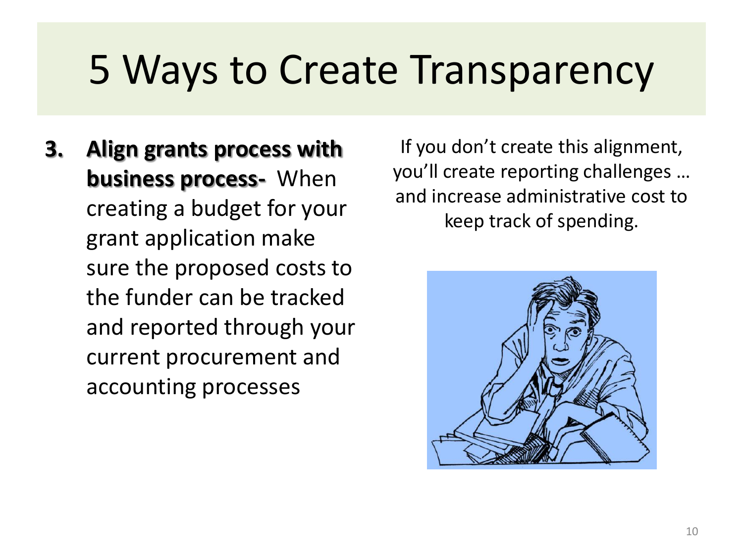# 5 Ways to Create Transparency

3. **Align grants process with business process-** When creating a budget for your grant application make sure the proposed costs to the funder can be tracked and reported through your current procurement and accounting processes

If you don't create this alignment, you'll create reporting challenges … and increase administrative cost to keep track of spending.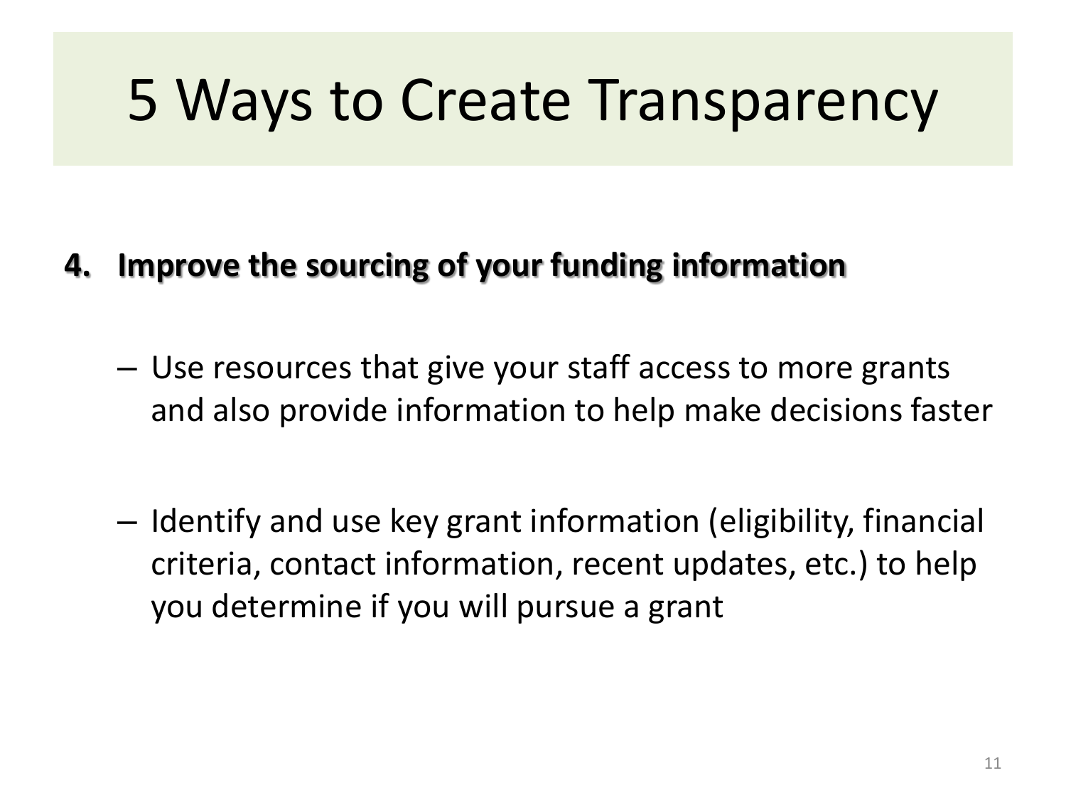# 5 Ways to Create Transparency

4. **Improve the sourcing of your funding information**

   – Use resources that give your staff access to more grants and also provide information to help make decisions faster

   – Identify and use key grant information (eligibility, financial criteria, contact information, recent updates, etc.) to help you determine if you will pursue a grant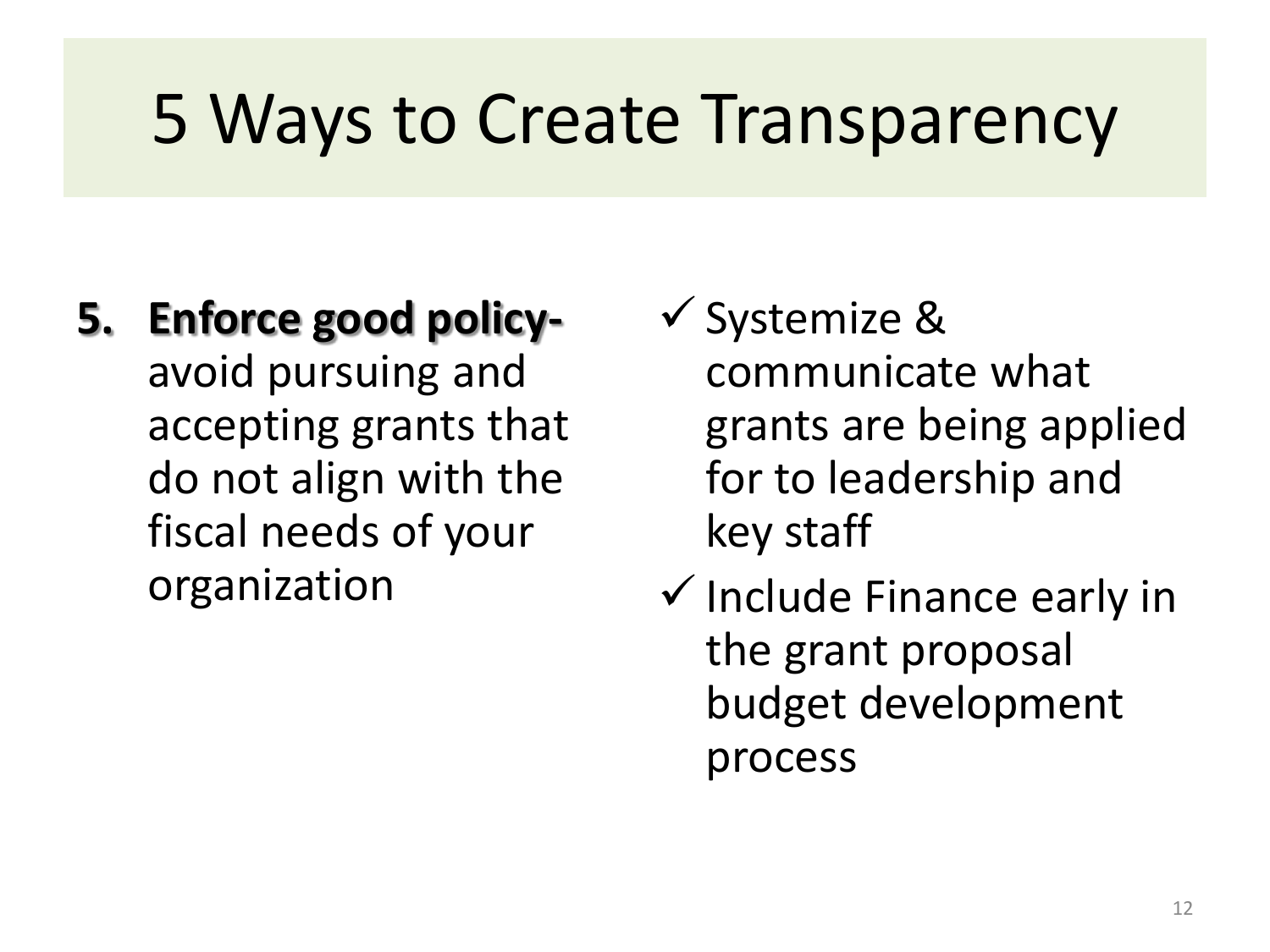# 5 Ways to Create Transparency

5. **Enforce good policy-** avoid pursuing and accepting grants that do not align with the fiscal needs of your organization

- ✓ Systemize & communicate what grants are being applied for to leadership and key staff
- ✓ Include Finance early in the grant proposal budget development process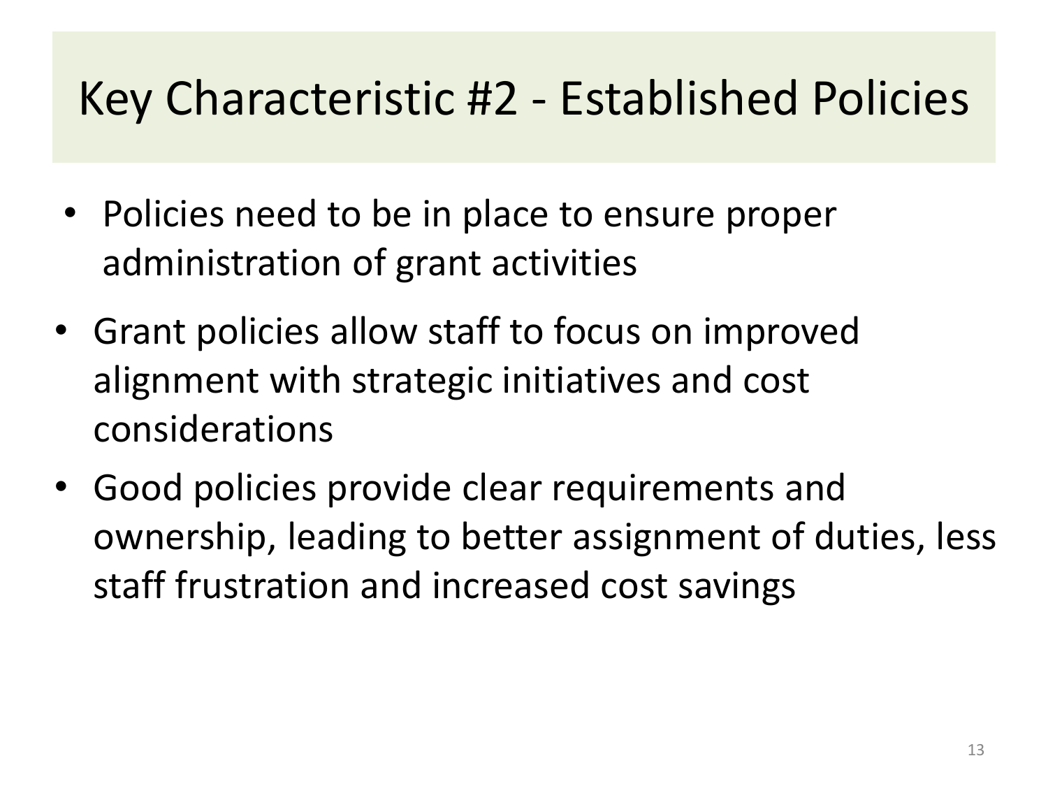# Key Characteristic #2 - Established Policies

- Policies need to be in place to ensure proper administration of grant activities
- Grant policies allow staff to focus on improved alignment with strategic initiatives and cost considerations
- Good policies provide clear requirements and ownership, leading to better assignment of duties, less staff frustration and increased cost savings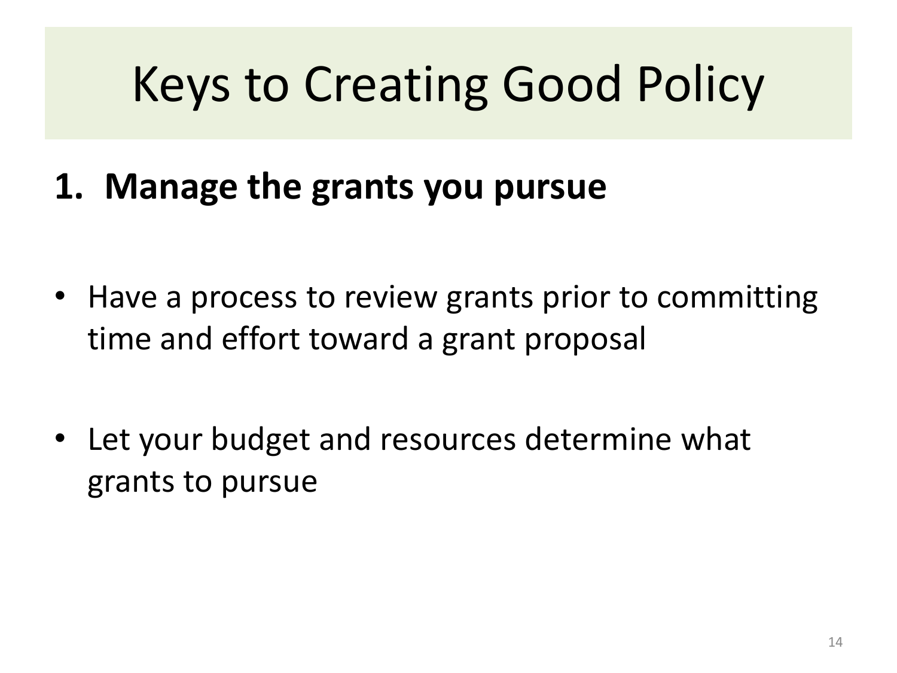# Keys to Creating Good Policy

1. **Manage the grants you pursue**

- Have a process to review grants prior to committing time and effort toward a grant proposal
- Let your budget and resources determine what grants to pursue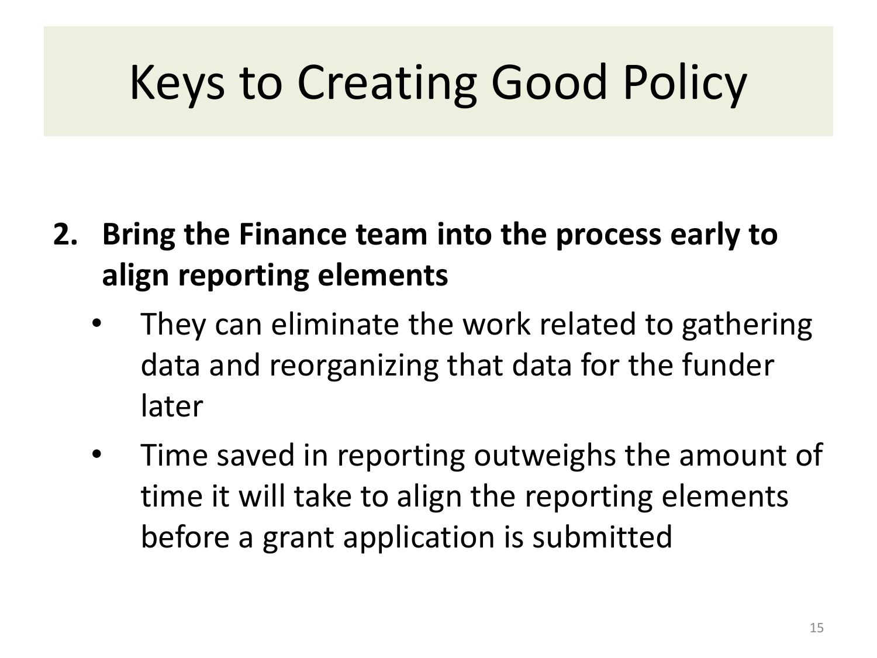# Keys to Creating Good Policy

2. **Bring the Finance team into the process early to align reporting elements**
   - They can eliminate the work related to gathering data and reorganizing that data for the funder later
   - Time saved in reporting outweighs the amount of time it will take to align the reporting elements before a grant application is submitted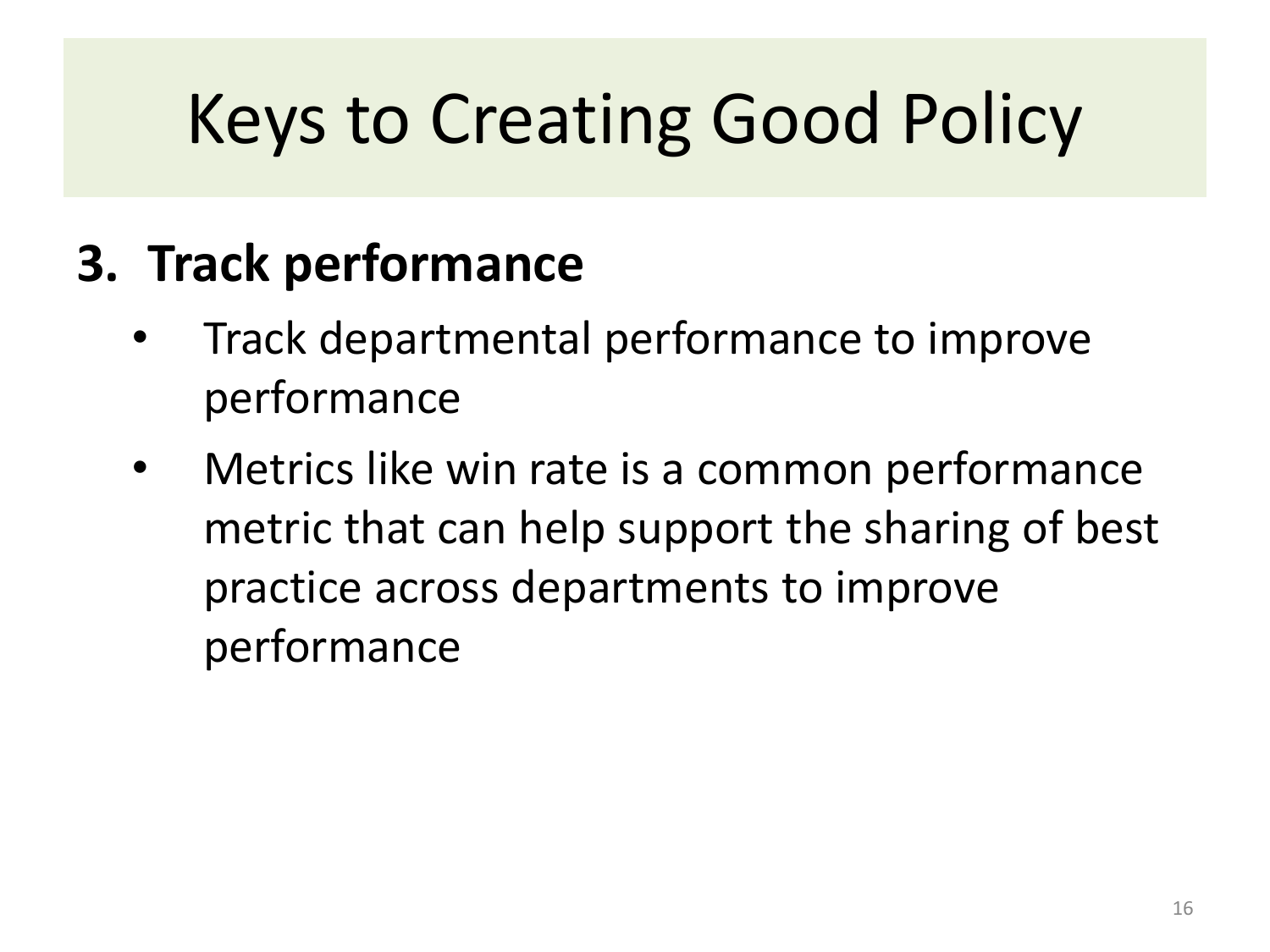# Keys to Creating Good Policy

## 3. Track performance

- Track departmental performance to improve performance
- Metrics like win rate is a common performance metric that can help support the sharing of best practice across departments to improve performance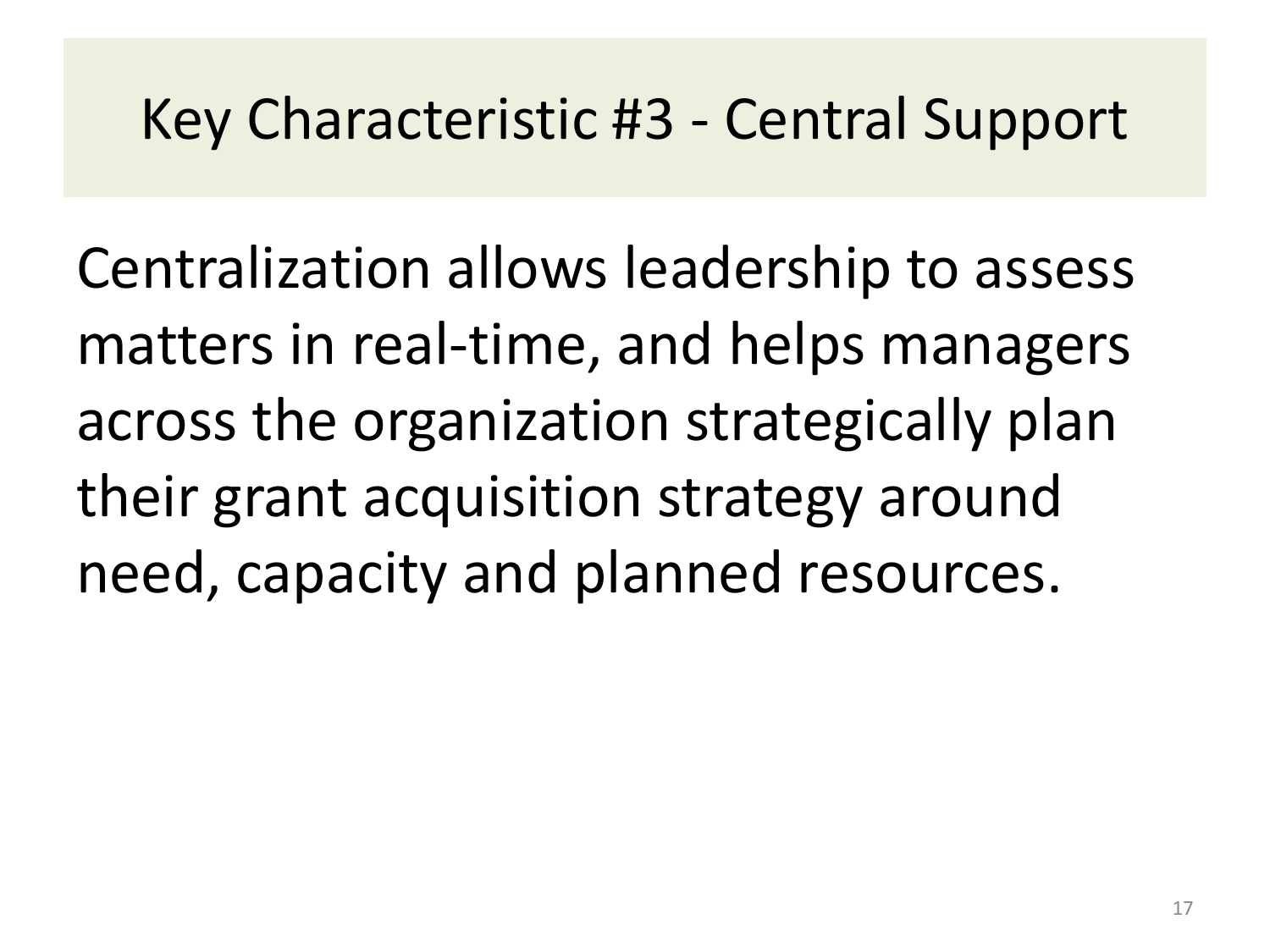# Key Characteristic #3 - Central Support

Centralization allows leadership to assess matters in real-time, and helps managers across the organization strategically plan their grant acquisition strategy around need, capacity and planned resources.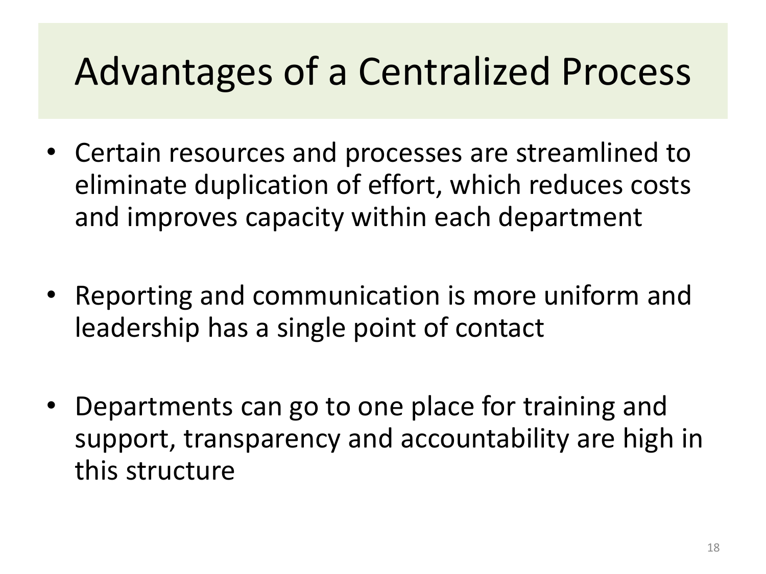# Advantages of a Centralized Process

- Certain resources and processes are streamlined to eliminate duplication of effort, which reduces costs and improves capacity within each department
- Reporting and communication is more uniform and leadership has a single point of contact
- Departments can go to one place for training and support, transparency and accountability are high in this structure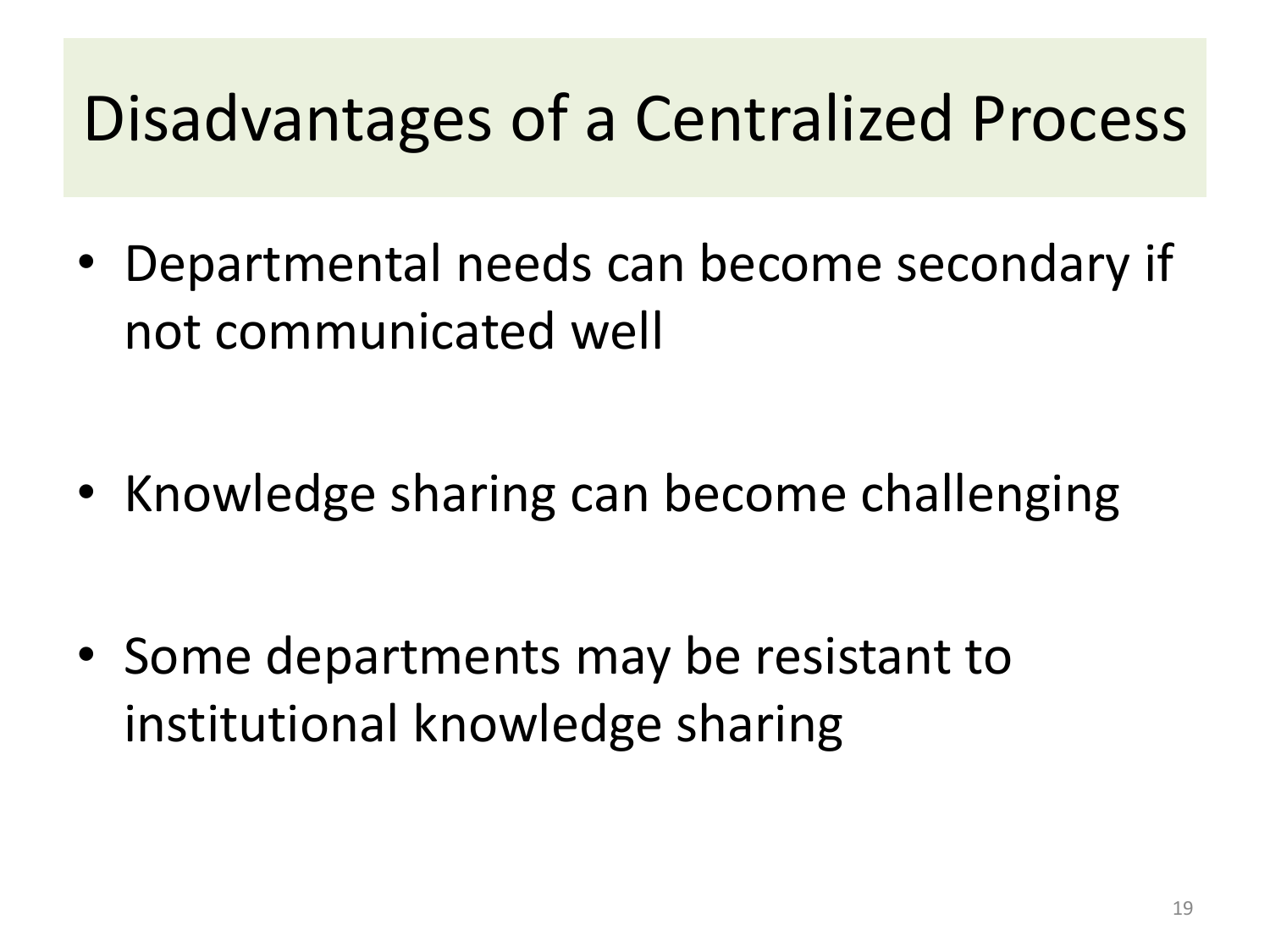# Disadvantages of a Centralized Process

- Departmental needs can become secondary if not communicated well
- Knowledge sharing can become challenging
- Some departments may be resistant to institutional knowledge sharing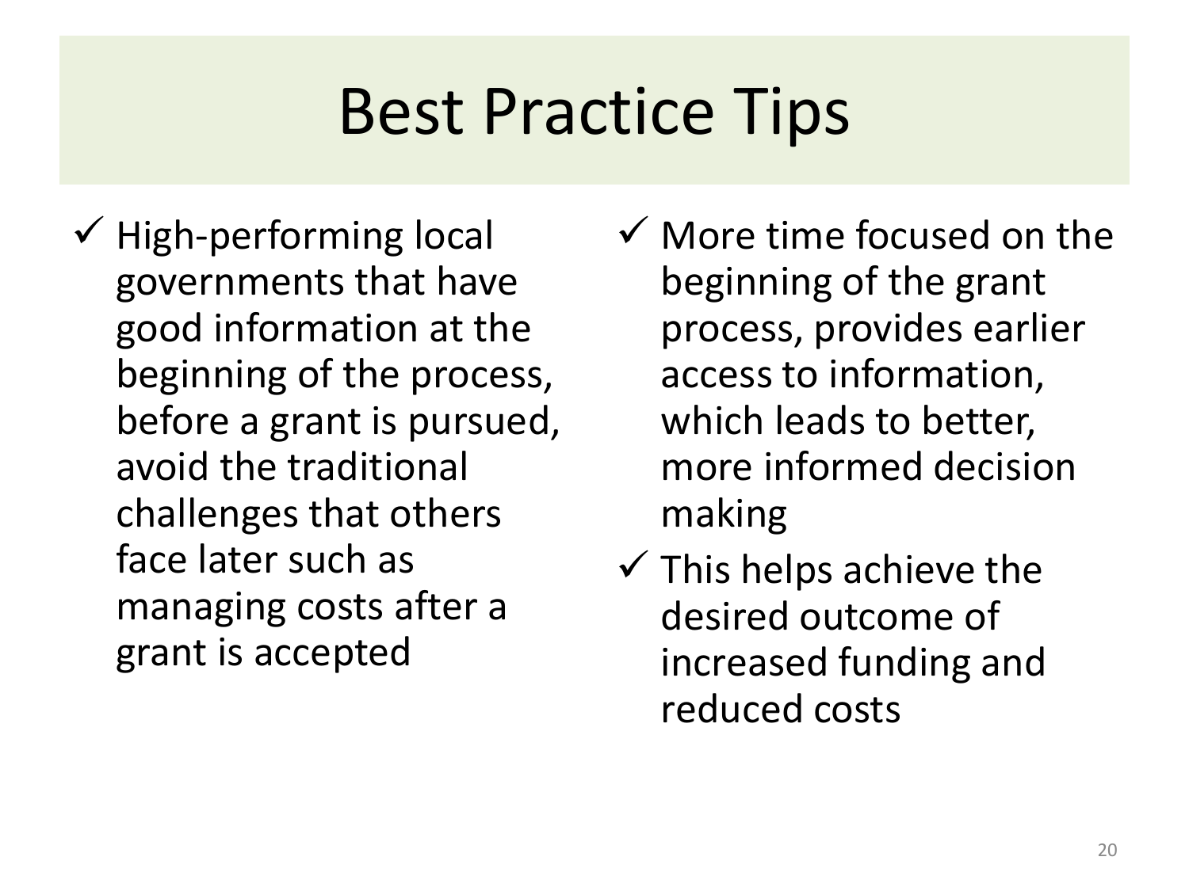# Best Practice Tips

- ✓ High-performing local governments that have good information at the beginning of the process, before a grant is pursued, avoid the traditional challenges that others face later such as managing costs after a grant is accepted
- ✓ More time focused on the beginning of the grant process, provides earlier access to information, which leads to better, more informed decision making
- ✓ This helps achieve the desired outcome of increased funding and reduced costs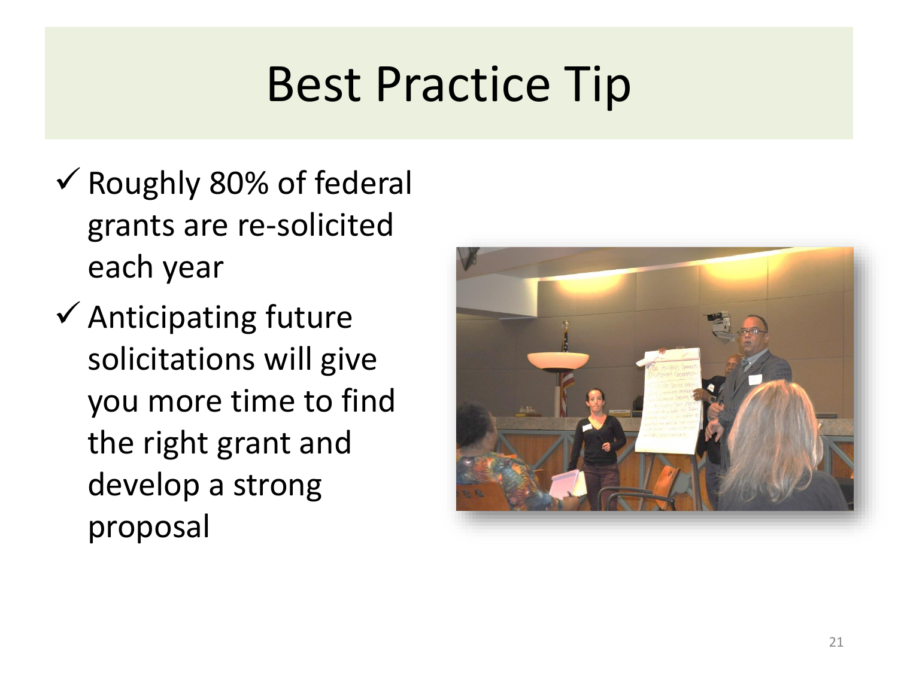# Best Practice Tip

- ✓ Roughly 80% of federal grants are re-solicited each year
- ✓ Anticipating future solicitations will give you more time to find the right grant and develop a strong proposal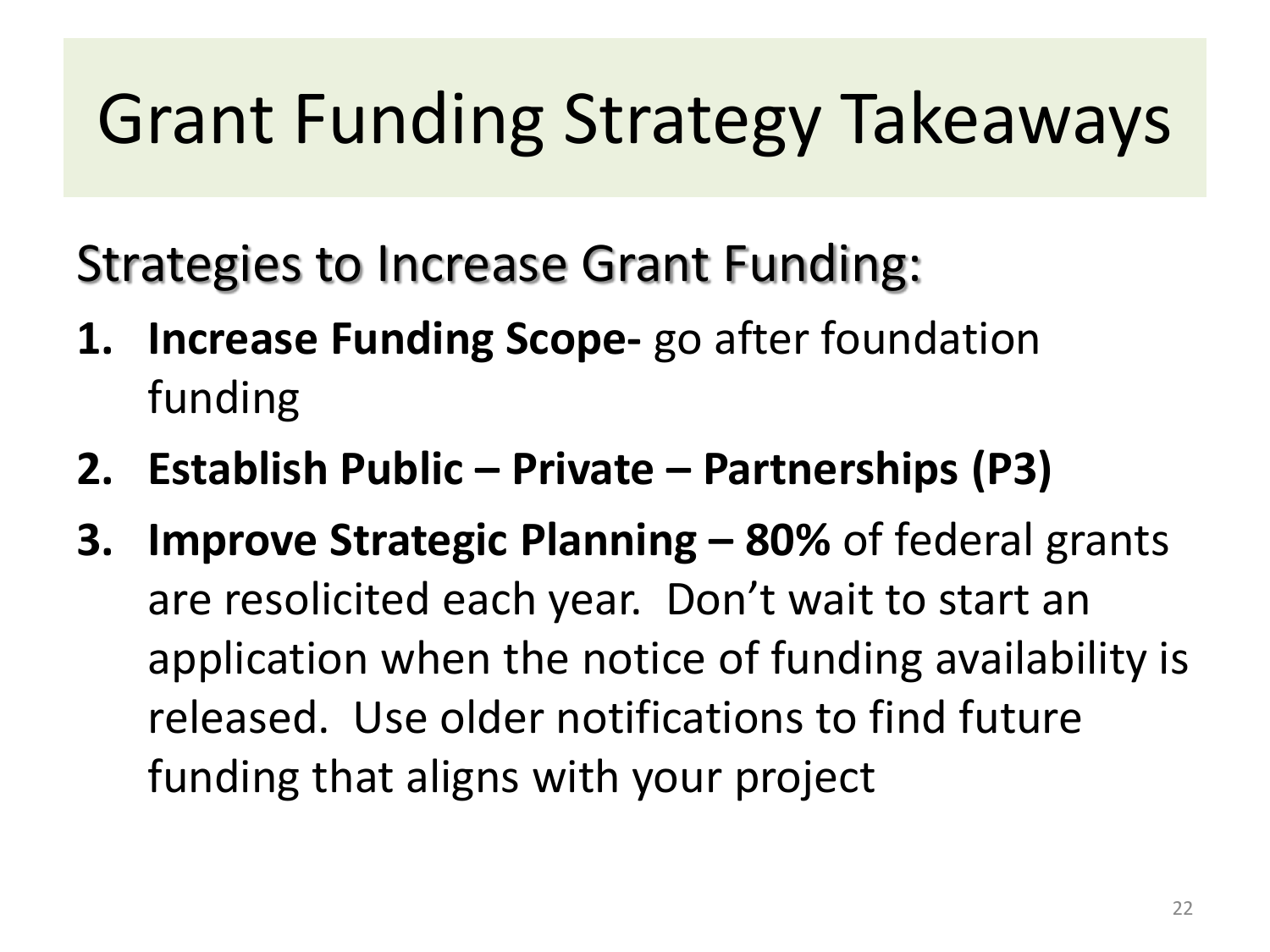# Grant Funding Strategy Takeaways

## Strategies to Increase Grant Funding:

1. **Increase Funding Scope-** go after foundation funding
2. **Establish Public – Private – Partnerships (P3)**
3. **Improve Strategic Planning – 80%** of federal grants are resolicited each year. Don't wait to start an application when the notice of funding availability is released. Use older notifications to find future funding that aligns with your project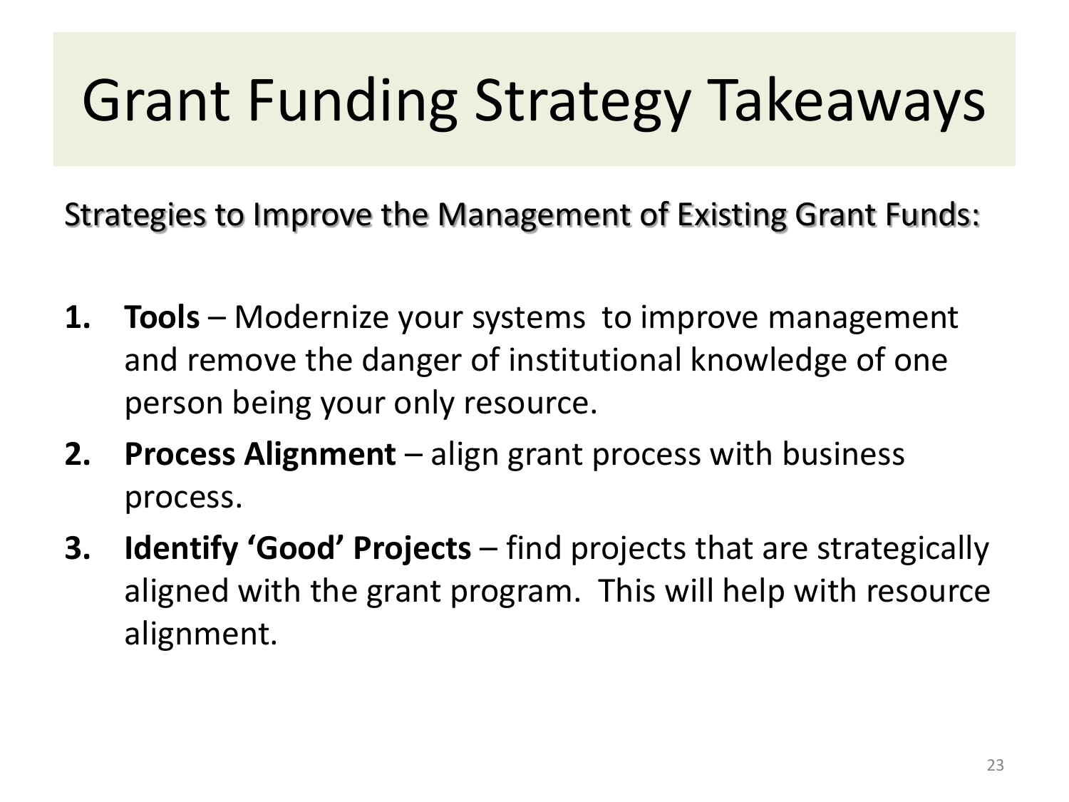# Grant Funding Strategy Takeaways

Strategies to Improve the Management of Existing Grant Funds:

1. **Tools** – Modernize your systems to improve management and remove the danger of institutional knowledge of one person being your only resource.
2. **Process Alignment** – align grant process with business process.
3. **Identify 'Good' Projects** – find projects that are strategically aligned with the grant program. This will help with resource alignment.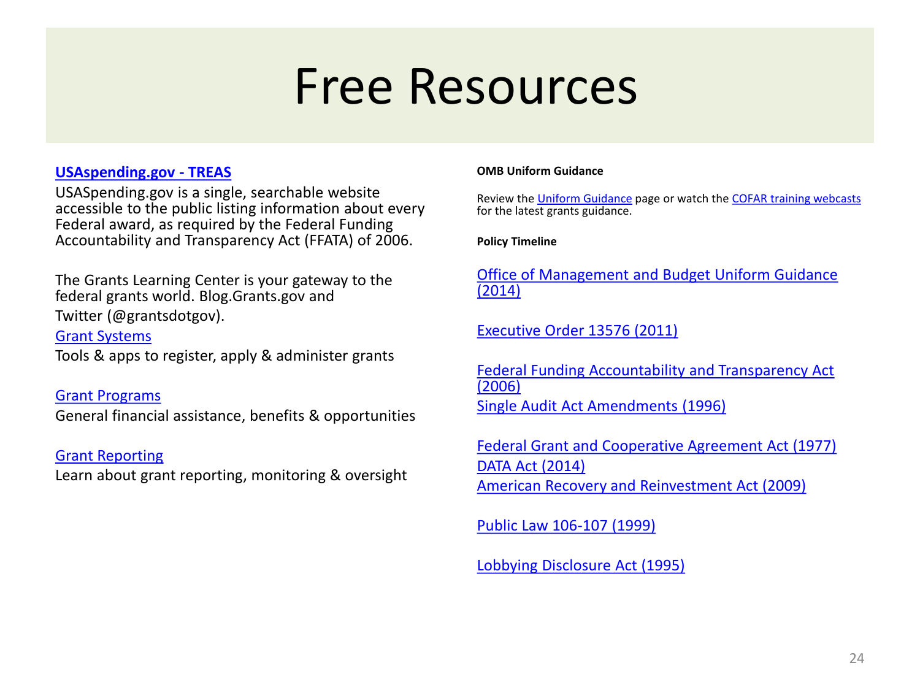# Free Resources

**USAspending.gov - TREAS**

USASpending.gov is a single, searchable website accessible to the public listing information about every Federal award, as required by the Federal Funding Accountability and Transparency Act (FFATA) of 2006.

The Grants Learning Center is your gateway to the federal grants world. Blog.Grants.gov and Twitter (@grantsdotgov).

Grant Systems

Tools & apps to register, apply & administer grants

Grant Programs

General financial assistance, benefits & opportunities

Grant Reporting

Learn about grant reporting, monitoring & oversight

**OMB Uniform Guidance**

Review the Uniform Guidance page or watch the COFAR training webcasts for the latest grants guidance.

**Policy Timeline**

Office of Management and Budget Uniform Guidance (2014)

Executive Order 13576 (2011)

Federal Funding Accountability and Transparency Act (2006)

Single Audit Act Amendments (1996)

Federal Grant and Cooperative Agreement Act (1977)

DATA Act (2014)

American Recovery and Reinvestment Act (2009)

Public Law 106-107 (1999)

Lobbying Disclosure Act (1995)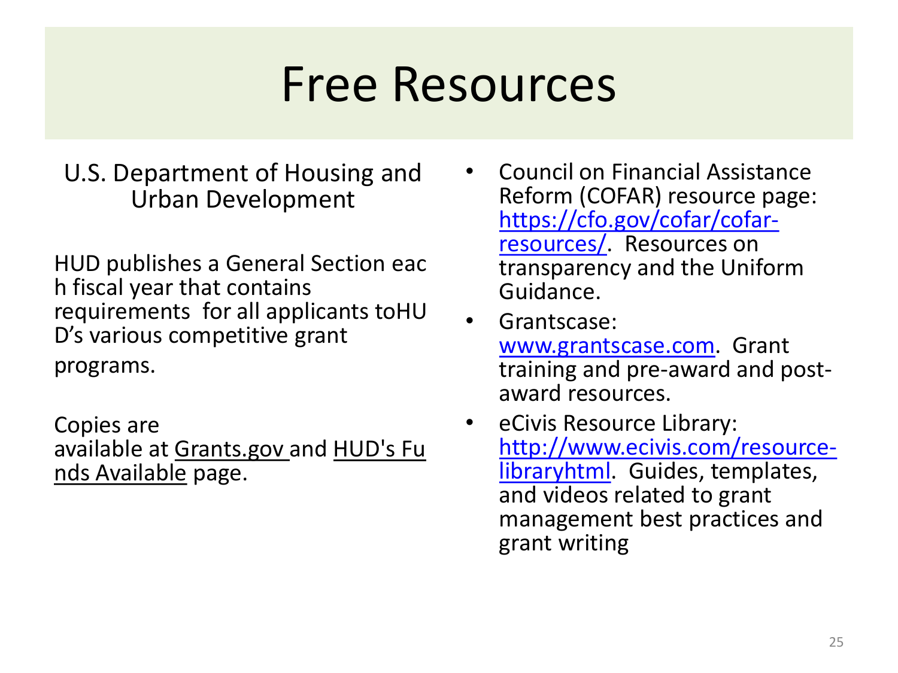# Free Resources

U.S. Department of Housing and Urban Development

HUD publishes a General Section each fiscal year that contains requirements for all applicants toHUD's various competitive grant programs.

Copies are available at Grants.gov and HUD's Funds Available page.

- Council on Financial Assistance Reform (COFAR) resource page: https://cfo.gov/cofar/cofar-resources/. Resources on transparency and the Uniform Guidance.
- Grantscase: www.grantscase.com. Grant training and pre-award and post-award resources.
- eCivis Resource Library: http://www.ecivis.com/resource-libraryhtml. Guides, templates, and videos related to grant management best practices and grant writing